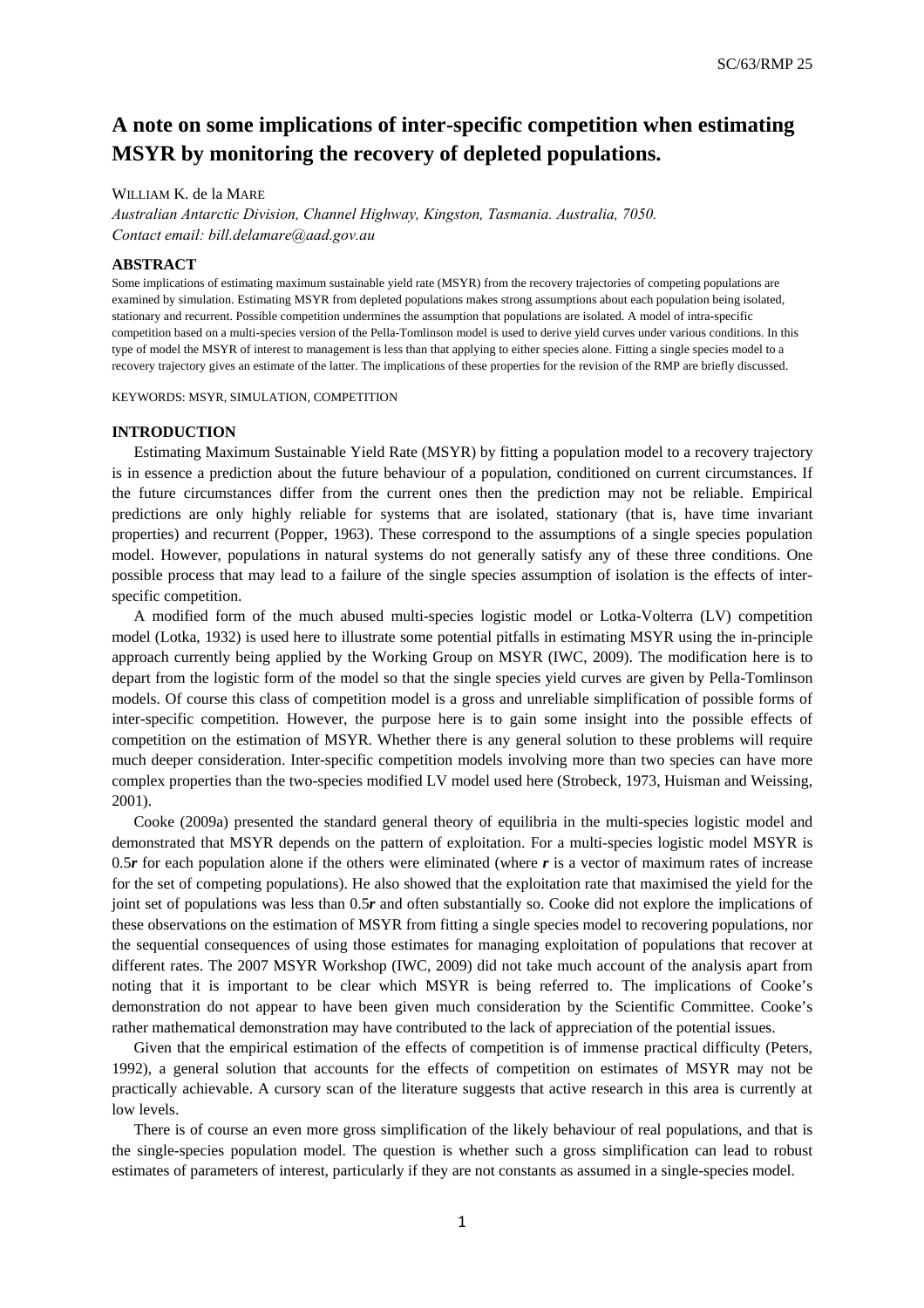# A note on some implications of inter-specific competition when estimating MSYR by monitoring the recovery of depleted populations.

WILLIAM K. de la MARE

*Australian Antarctic Division, Channel Highway, Kingston, Tasmania. Australia, 7050.*
*Contact email: bill.delamare@aad.gov.au*

## ABSTRACT

Some implications of estimating maximum sustainable yield rate (MSYR) from the recovery trajectories of competing populations are examined by simulation. Estimating MSYR from depleted populations makes strong assumptions about each population being isolated, stationary and recurrent. Possible competition undermines the assumption that populations are isolated. A model of intra-specific competition based on a multi-species version of the Pella-Tomlinson model is used to derive yield curves under various conditions. In this type of model the MSYR of interest to management is less than that applying to either species alone. Fitting a single species model to a recovery trajectory gives an estimate of the latter. The implications of these properties for the revision of the RMP are briefly discussed.

KEYWORDS: MSYR, SIMULATION, COMPETITION

## INTRODUCTION

Estimating Maximum Sustainable Yield Rate (MSYR) by fitting a population model to a recovery trajectory is in essence a prediction about the future behaviour of a population, conditioned on current circumstances. If the future circumstances differ from the current ones then the prediction may not be reliable. Empirical predictions are only highly reliable for systems that are isolated, stationary (that is, have time invariant properties) and recurrent (Popper, 1963). These correspond to the assumptions of a single species population model. However, populations in natural systems do not generally satisfy any of these three conditions. One possible process that may lead to a failure of the single species assumption of isolation is the effects of inter-specific competition.

A modified form of the much abused multi-species logistic model or Lotka-Volterra (LV) competition model (Lotka, 1932) is used here to illustrate some potential pitfalls in estimating MSYR using the in-principle approach currently being applied by the Working Group on MSYR (IWC, 2009). The modification here is to depart from the logistic form of the model so that the single species yield curves are given by Pella-Tomlinson models. Of course this class of competition model is a gross and unreliable simplification of possible forms of inter-specific competition. However, the purpose here is to gain some insight into the possible effects of competition on the estimation of MSYR. Whether there is any general solution to these problems will require much deeper consideration. Inter-specific competition models involving more than two species can have more complex properties than the two-species modified LV model used here (Strobeck, 1973, Huisman and Weissing, 2001).

Cooke (2009a) presented the standard general theory of equilibria in the multi-species logistic model and demonstrated that MSYR depends on the pattern of exploitation. For a multi-species logistic model MSYR is $0.5\boldsymbol{r}$ for each population alone if the others were eliminated (where $\boldsymbol{r}$ is a vector of maximum rates of increase for the set of competing populations). He also showed that the exploitation rate that maximised the yield for the joint set of populations was less than $0.5\boldsymbol{r}$ and often substantially so. Cooke did not explore the implications of these observations on the estimation of MSYR from fitting a single species model to recovering populations, nor the sequential consequences of using those estimates for managing exploitation of populations that recover at different rates. The 2007 MSYR Workshop (IWC, 2009) did not take much account of the analysis apart from noting that it is important to be clear which MSYR is being referred to. The implications of Cooke's demonstration do not appear to have been given much consideration by the Scientific Committee. Cooke's rather mathematical demonstration may have contributed to the lack of appreciation of the potential issues.

Given that the empirical estimation of the effects of competition is of immense practical difficulty (Peters, 1992), a general solution that accounts for the effects of competition on estimates of MSYR may not be practically achievable. A cursory scan of the literature suggests that active research in this area is currently at low levels.

There is of course an even more gross simplification of the likely behaviour of real populations, and that is the single-species population model. The question is whether such a gross simplification can lead to robust estimates of parameters of interest, particularly if they are not constants as assumed in a single-species model.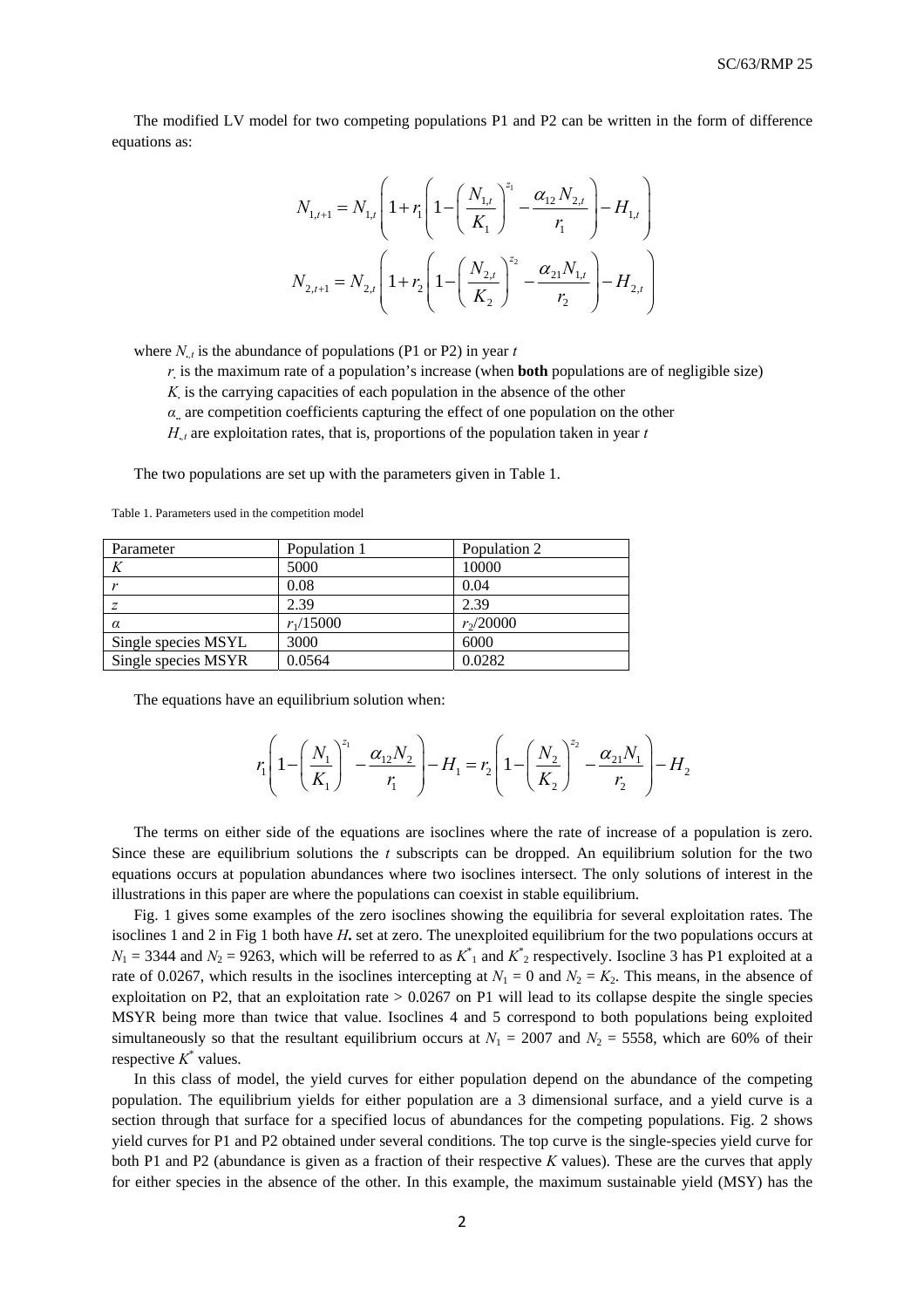The modified LV model for two competing populations P1 and P2 can be written in the form of difference equations as:

$$N_{1,t+1} = N_{1,t}\left(1 + r_1\left(1 - \left(\frac{N_{1,t}}{K_1}\right)^{z_1} - \frac{\alpha_{12}N_{2,t}}{r_1}\right) - H_{1,t}\right)$$

$$N_{2,t+1} = N_{2,t}\left(1 + r_2\left(1 - \left(\frac{N_{2,t}}{K_2}\right)^{z_2} - \frac{\alpha_{21}N_{1,t}}{r_2}\right) - H_{2,t}\right)$$

where $N_{.,t}$ is the abundance of populations (P1 or P2) in year $t$

$r_.$ is the maximum rate of a population's increase (when **both** populations are of negligible size)

$K_.$ is the carrying capacities of each population in the absence of the other

$\alpha_{..}$ are competition coefficients capturing the effect of one population on the other

$H_{.,t}$ are exploitation rates, that is, proportions of the population taken in year $t$

The two populations are set up with the parameters given in Table 1.

Table 1. Parameters used in the competition model

| Parameter | Population 1 | Population 2 |
|---|---|---|
| $K$ | 5000 | 10000 |
| $r$ | 0.08 | 0.04 |
| $z$ | 2.39 | 2.39 |
| $\alpha$ | $r_1/15000$ | $r_2/20000$ |
| Single species MSYL | 3000 | 6000 |
| Single species MSYR | 0.0564 | 0.0282 |

The equations have an equilibrium solution when:

$$r_1\left(1 - \left(\frac{N_1}{K_1}\right)^{z_1} - \frac{\alpha_{12}N_2}{r_1}\right) - H_1 = r_2\left(1 - \left(\frac{N_2}{K_2}\right)^{z_2} - \frac{\alpha_{21}N_1}{r_2}\right) - H_2$$

The terms on either side of the equations are isoclines where the rate of increase of a population is zero. Since these are equilibrium solutions the $t$ subscripts can be dropped. An equilibrium solution for the two equations occurs at population abundances where two isoclines intersect. The only solutions of interest in the illustrations in this paper are where the populations can coexist in stable equilibrium.

Fig. 1 gives some examples of the zero isoclines showing the equilibria for several exploitation rates. The isoclines 1 and 2 in Fig 1 both have $H_.$ set at zero. The unexploited equilibrium for the two populations occurs at $N_1 = 3344$ and $N_2 = 9263$, which will be referred to as $K^*_1$ and $K^*_2$ respectively. Isocline 3 has P1 exploited at a rate of 0.0267, which results in the isoclines intercepting at $N_1 = 0$ and $N_2 = K_2$. This means, in the absence of exploitation on P2, that an exploitation rate > 0.0267 on P1 will lead to its collapse despite the single species MSYR being more than twice that value. Isoclines 4 and 5 correspond to both populations being exploited simultaneously so that the resultant equilibrium occurs at $N_1 = 2007$ and $N_2 = 5558$, which are 60% of their respective $K^*$ values.

In this class of model, the yield curves for either population depend on the abundance of the competing population. The equilibrium yields for either population are a 3 dimensional surface, and a yield curve is a section through that surface for a specified locus of abundances for the competing populations. Fig. 2 shows yield curves for P1 and P2 obtained under several conditions. The top curve is the single-species yield curve for both P1 and P2 (abundance is given as a fraction of their respective $K$ values). These are the curves that apply for either species in the absence of the other. In this example, the maximum sustainable yield (MSY) has the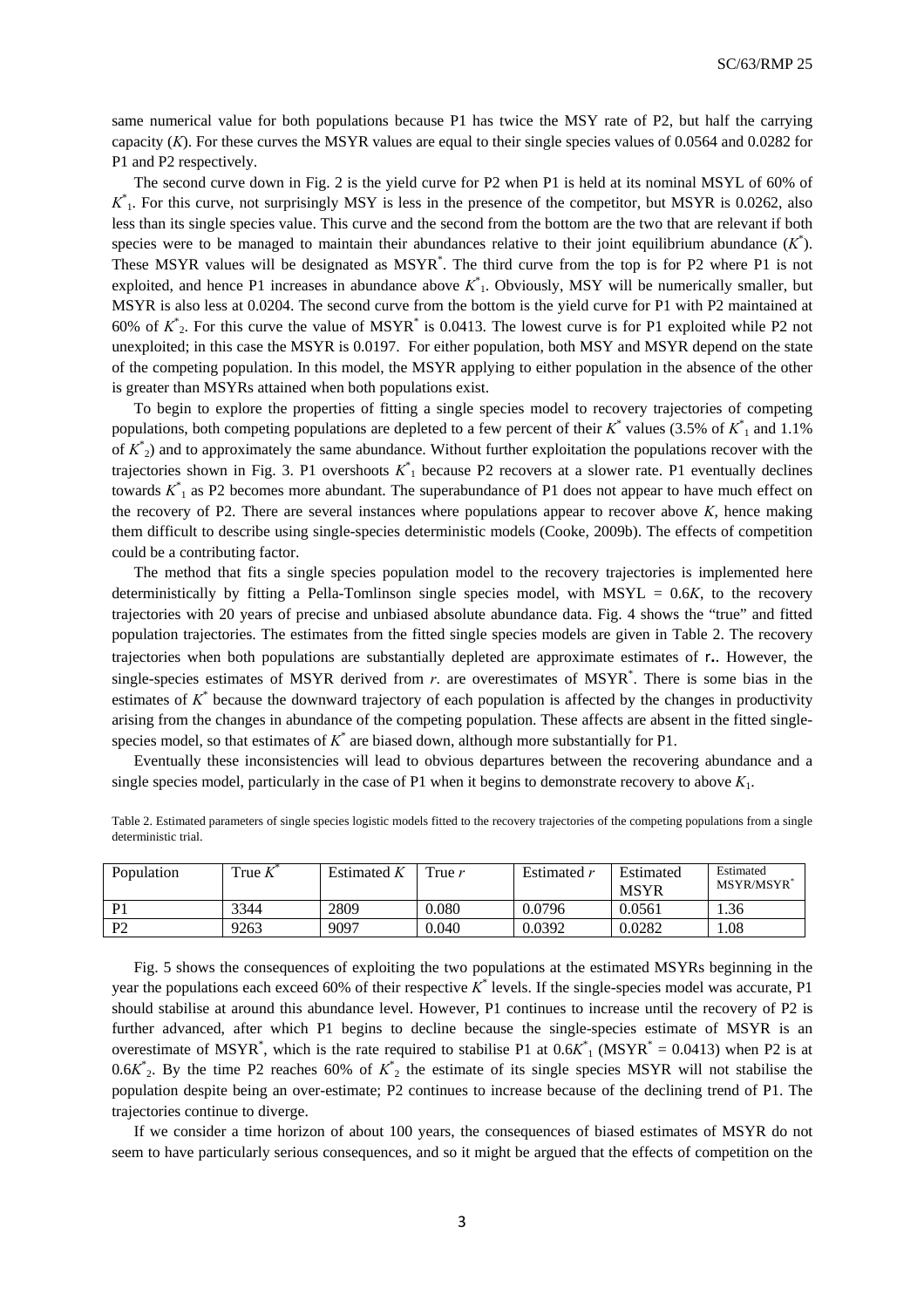same numerical value for both populations because P1 has twice the MSY rate of P2, but half the carrying capacity ($K$). For these curves the MSYR values are equal to their single species values of 0.0564 and 0.0282 for P1 and P2 respectively.

The second curve down in Fig. 2 is the yield curve for P2 when P1 is held at its nominal MSYL of 60% of $K^*_1$. For this curve, not surprisingly MSY is less in the presence of the competitor, but MSYR is 0.0262, also less than its single species value. This curve and the second from the bottom are the two that are relevant if both species were to be managed to maintain their abundances relative to their joint equilibrium abundance ($K^*$). These MSYR values will be designated as MSYR$^*$. The third curve from the top is for P2 where P1 is not exploited, and hence P1 increases in abundance above $K^*_1$. Obviously, MSY will be numerically smaller, but MSYR is also less at 0.0204. The second curve from the bottom is the yield curve for P1 with P2 maintained at 60% of $K^*_2$. For this curve the value of MSYR$^*$ is 0.0413. The lowest curve is for P1 exploited while P2 not unexploited; in this case the MSYR is 0.0197. For either population, both MSY and MSYR depend on the state of the competing population. In this model, the MSYR applying to either population in the absence of the other is greater than MSYRs attained when both populations exist.

To begin to explore the properties of fitting a single species model to recovery trajectories of competing populations, both competing populations are depleted to a few percent of their $K^*$ values (3.5% of $K^*_1$ and 1.1% of $K^*_2$) and to approximately the same abundance. Without further exploitation the populations recover with the trajectories shown in Fig. 3. P1 overshoots $K^*_1$ because P2 recovers at a slower rate. P1 eventually declines towards $K^*_1$ as P2 becomes more abundant. The superabundance of P1 does not appear to have much effect on the recovery of P2. There are several instances where populations appear to recover above $K$, hence making them difficult to describe using single-species deterministic models (Cooke, 2009b). The effects of competition could be a contributing factor.

The method that fits a single species population model to the recovery trajectories is implemented here deterministically by fitting a Pella-Tomlinson single species model, with MSYL = 0.6$K$, to the recovery trajectories with 20 years of precise and unbiased absolute abundance data. Fig. 4 shows the "true" and fitted population trajectories. The estimates from the fitted single species models are given in Table 2. The recovery trajectories when both populations are substantially depleted are approximate estimates of **r.**. However, the single-species estimates of MSYR derived from $r$. are overestimates of MSYR$^*$. There is some bias in the estimates of $K^*$ because the downward trajectory of each population is affected by the changes in productivity arising from the changes in abundance of the competing population. These affects are absent in the fitted single-species model, so that estimates of $K^*$ are biased down, although more substantially for P1.

Eventually these inconsistencies will lead to obvious departures between the recovering abundance and a single species model, particularly in the case of P1 when it begins to demonstrate recovery to above $K_1$.

Table 2. Estimated parameters of single species logistic models fitted to the recovery trajectories of the competing populations from a single deterministic trial.

| Population | True $K^*$ | Estimated $K$ | True $r$ | Estimated $r$ | Estimated MSYR | Estimated MSYR/MSYR$^*$ |
|---|---|---|---|---|---|---|
| P1 | 3344 | 2809 | 0.080 | 0.0796 | 0.0561 | 1.36 |
| P2 | 9263 | 9097 | 0.040 | 0.0392 | 0.0282 | 1.08 |

Fig. 5 shows the consequences of exploiting the two populations at the estimated MSYRs beginning in the year the populations each exceed 60% of their respective $K^*$ levels. If the single-species model was accurate, P1 should stabilise at around this abundance level. However, P1 continues to increase until the recovery of P2 is further advanced, after which P1 begins to decline because the single-species estimate of MSYR is an overestimate of MSYR$^*$, which is the rate required to stabilise P1 at $0.6K^*_1$ (MSYR$^*$ = 0.0413) when P2 is at $0.6K^*_2$. By the time P2 reaches 60% of $K^*_2$ the estimate of its single species MSYR will not stabilise the population despite being an over-estimate; P2 continues to increase because of the declining trend of P1. The trajectories continue to diverge.

If we consider a time horizon of about 100 years, the consequences of biased estimates of MSYR do not seem to have particularly serious consequences, and so it might be argued that the effects of competition on the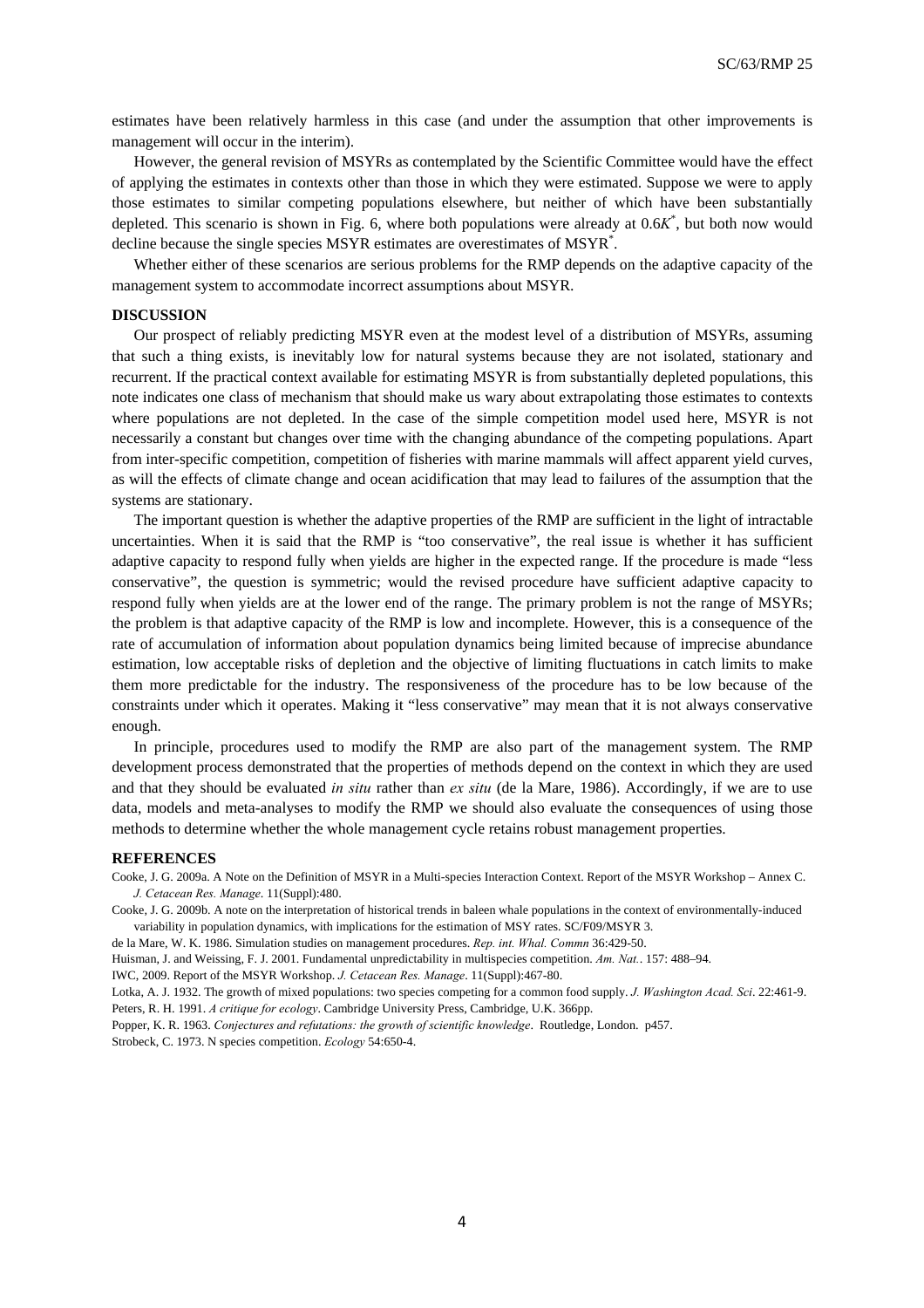estimates have been relatively harmless in this case (and under the assumption that other improvements is management will occur in the interim).

However, the general revision of MSYRs as contemplated by the Scientific Committee would have the effect of applying the estimates in contexts other than those in which they were estimated. Suppose we were to apply those estimates to similar competing populations elsewhere, but neither of which have been substantially depleted. This scenario is shown in Fig. 6, where both populations were already at $0.6K^*$, but both now would decline because the single species MSYR estimates are overestimates of $\text{MSYR}^*$.

Whether either of these scenarios are serious problems for the RMP depends on the adaptive capacity of the management system to accommodate incorrect assumptions about MSYR.

## DISCUSSION

Our prospect of reliably predicting MSYR even at the modest level of a distribution of MSYRs, assuming that such a thing exists, is inevitably low for natural systems because they are not isolated, stationary and recurrent. If the practical context available for estimating MSYR is from substantially depleted populations, this note indicates one class of mechanism that should make us wary about extrapolating those estimates to contexts where populations are not depleted. In the case of the simple competition model used here, MSYR is not necessarily a constant but changes over time with the changing abundance of the competing populations. Apart from inter-specific competition, competition of fisheries with marine mammals will affect apparent yield curves, as will the effects of climate change and ocean acidification that may lead to failures of the assumption that the systems are stationary.

The important question is whether the adaptive properties of the RMP are sufficient in the light of intractable uncertainties. When it is said that the RMP is "too conservative", the real issue is whether it has sufficient adaptive capacity to respond fully when yields are higher in the expected range. If the procedure is made "less conservative", the question is symmetric; would the revised procedure have sufficient adaptive capacity to respond fully when yields are at the lower end of the range. The primary problem is not the range of MSYRs; the problem is that adaptive capacity of the RMP is low and incomplete. However, this is a consequence of the rate of accumulation of information about population dynamics being limited because of imprecise abundance estimation, low acceptable risks of depletion and the objective of limiting fluctuations in catch limits to make them more predictable for the industry. The responsiveness of the procedure has to be low because of the constraints under which it operates. Making it "less conservative" may mean that it is not always conservative enough.

In principle, procedures used to modify the RMP are also part of the management system. The RMP development process demonstrated that the properties of methods depend on the context in which they are used and that they should be evaluated *in situ* rather than *ex situ* (de la Mare, 1986). Accordingly, if we are to use data, models and meta-analyses to modify the RMP we should also evaluate the consequences of using those methods to determine whether the whole management cycle retains robust management properties.

## REFERENCES

Cooke, J. G. 2009a. A Note on the Definition of MSYR in a Multi-species Interaction Context. Report of the MSYR Workshop – Annex C. *J. Cetacean Res. Manage.* 11(Suppl):480.

Cooke, J. G. 2009b. A note on the interpretation of historical trends in baleen whale populations in the context of environmentally-induced variability in population dynamics, with implications for the estimation of MSY rates. SC/F09/MSYR 3.

de la Mare, W. K. 1986. Simulation studies on management procedures. *Rep. int. Whal. Commn* 36:429-50.

Huisman, J. and Weissing, F. J. 2001. Fundamental unpredictability in multispecies competition. *Am. Nat.*. 157: 488–94.

IWC, 2009. Report of the MSYR Workshop. *J. Cetacean Res. Manage*. 11(Suppl):467-80.

Lotka, A. J. 1932. The growth of mixed populations: two species competing for a common food supply. *J. Washington Acad. Sci*. 22:461-9.

Peters, R. H. 1991. *A critique for ecology*. Cambridge University Press, Cambridge, U.K. 366pp.

Popper, K. R. 1963. *Conjectures and refutations: the growth of scientific knowledge*. Routledge, London. p457.

Strobeck, C. 1973. N species competition. *Ecology* 54:650-4.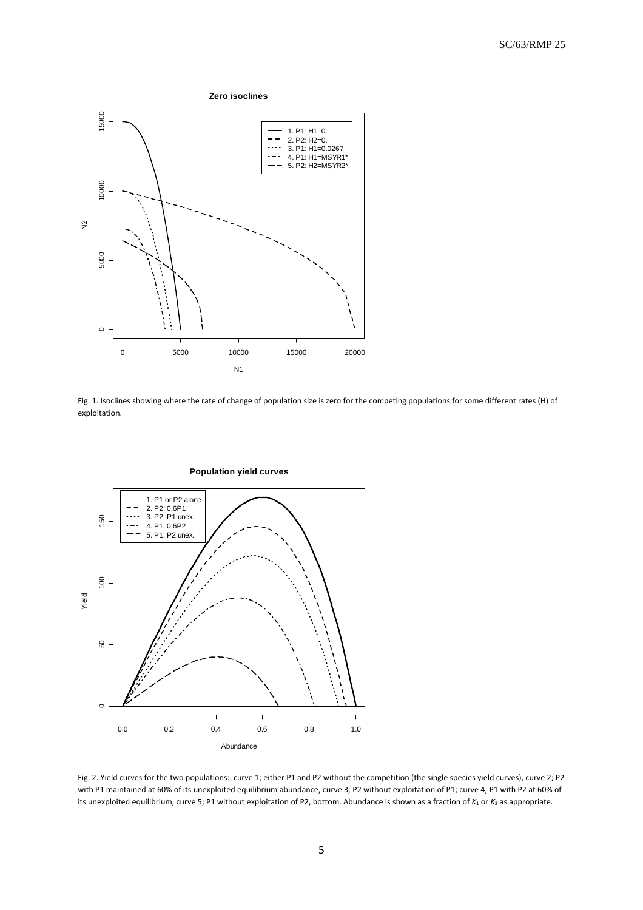Fig. 1. Isoclines showing where the rate of change of population size is zero for the competing populations for some different rates (H) of exploitation.

Fig. 2. Yield curves for the two populations: curve 1; either P1 and P2 without the competition (the single species yield curves), curve 2; P2 with P1 maintained at 60% of its unexploited equilibrium abundance, curve 3; P2 without exploitation of P1; curve 4; P1 with P2 at 60% of its unexploited equilibrium, curve 5; P1 without exploitation of P2, bottom. Abundance is shown as a fraction of $K_1$ or $K_2$ as appropriate.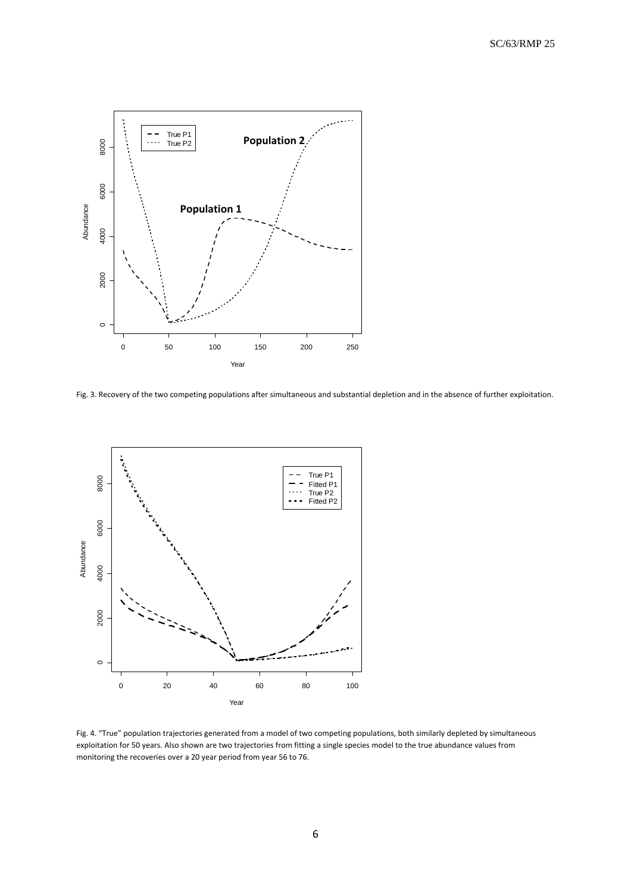Fig. 3. Recovery of the two competing populations after simultaneous and substantial depletion and in the absence of further exploitation.

Fig. 4. "True" population trajectories generated from a model of two competing populations, both similarly depleted by simultaneous exploitation for 50 years. Also shown are two trajectories from fitting a single species model to the true abundance values from monitoring the recoveries over a 20 year period from year 56 to 76.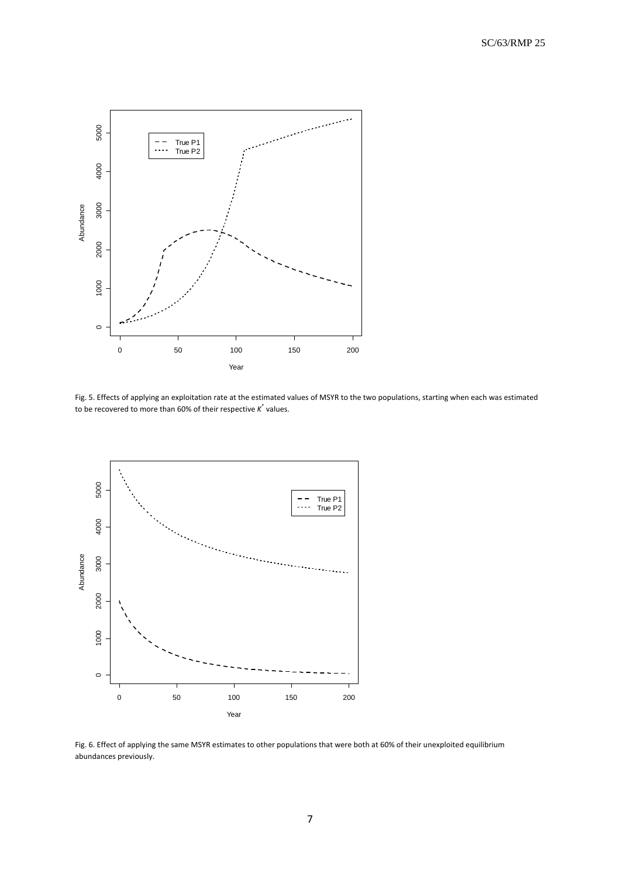Abundance

0
1000
2000
3000
4000
5000

0
50
100
150
200

Year

True P1
True P2

Fig. 5. Effects of applying an exploitation rate at the estimated values of MSYR to the two populations, starting when each was estimated to be recovered to more than 60% of their respective $K^*$ values.

Abundance

0
1000
2000
3000
4000
5000

0
50
100
150
200

Year

True P1
True P2

Fig. 6. Effect of applying the same MSYR estimates to other populations that were both at 60% of their unexploited equilibrium abundances previously.